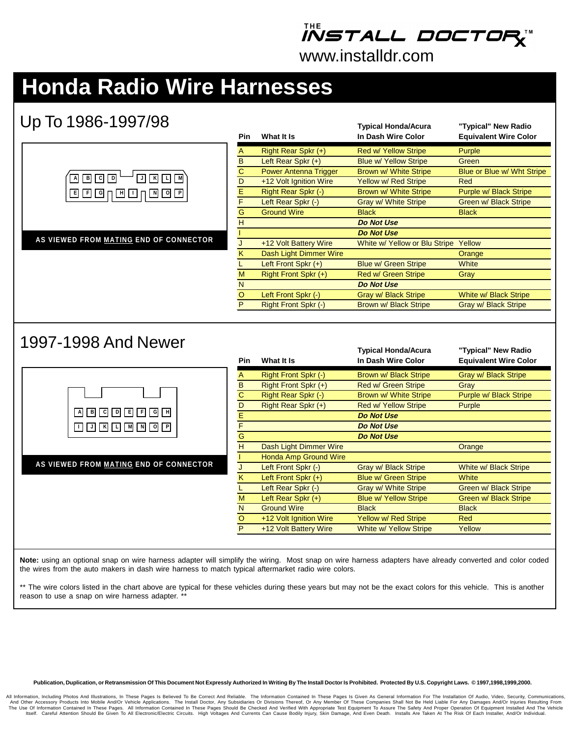THE INSTALL DOCTOR™
www.installdr.com

# Honda Radio Wire Harnesses

## Up To 1986-1997/98

| A | B | C | D | | J | K | L | M |
|---|---|---|---|---|---|---|---|---|
| E | F | G | H | I | | N | O | P |

AS VIEWED FROM MATING END OF CONNECTOR

| Pin | What It Is | Typical Honda/Acura In Dash Wire Color | "Typical" New Radio Equivalent Wire Color |
|---|---|---|---|
| A | Right Rear Spkr (+) | Red w/ Yellow Stripe | Purple |
| B | Left Rear Spkr (+) | Blue w/ Yellow Stripe | Green |
| C | Power Antenna Trigger | Brown w/ White Stripe | Blue or Blue w/ Wht Stripe |
| D | +12 Volt Ignition Wire | Yellow w/ Red Stripe | Red |
| E | Right Rear Spkr (-) | Brown w/ White Stripe | Purple w/ Black Stripe |
| F | Left Rear Spkr (-) | Gray w/ White Stripe | Green w/ Black Stripe |
| G | Ground Wire | Black | Black |
| H | | ***Do Not Use*** | |
| I | | ***Do Not Use*** | |
| J | +12 Volt Battery Wire | White w/ Yellow or Blu Stripe | Yellow |
| K | Dash Light Dimmer Wire | | Orange |
| L | Left Front Spkr (+) | Blue w/ Green Stripe | White |
| M | Right Front Spkr (+) | Red w/ Green Stripe | Gray |
| N | | ***Do Not Use*** | |
| O | Left Front Spkr (-) | Gray w/ Black Stripe | White w/ Black Stripe |
| P | Right Front Spkr (-) | Brown w/ Black Stripe | Gray w/ Black Stripe |

## 1997-1998 And Newer

| A | B | C | D | E | F | G | H |
|---|---|---|---|---|---|---|---|
| I | J | K | L | M | N | O | P |

AS VIEWED FROM MATING END OF CONNECTOR

| Pin | What It Is | Typical Honda/Acura In Dash Wire Color | "Typical" New Radio Equivalent Wire Color |
|---|---|---|---|
| A | Right Front Spkr (-) | Brown w/ Black Stripe | Gray w/ Black Stripe |
| B | Right Front Spkr (+) | Red w/ Green Stripe | Gray |
| C | Right Rear Spkr (-) | Brown w/ White Stripe | Purple w/ Black Stripe |
| D | Right Rear Spkr (+) | Red w/ Yellow Stripe | Purple |
| E | | ***Do Not Use*** | |
| F | | ***Do Not Use*** | |
| G | | ***Do Not Use*** | |
| H | Dash Light Dimmer Wire | | Orange |
| I | Honda Amp Ground Wire | | |
| J | Left Front Spkr (-) | Gray w/ Black Stripe | White w/ Black Stripe |
| K | Left Front Spkr (+) | Blue w/ Green Stripe | White |
| L | Left Rear Spkr (-) | Gray w/ White Stripe | Green w/ Black Stripe |
| M | Left Rear Spkr (+) | Blue w/ Yellow Stripe | Green w/ Black Stripe |
| N | Ground Wire | Black | Black |
| O | +12 Volt Ignition Wire | Yellow w/ Red Stripe | Red |
| P | +12 Volt Battery Wire | White w/ Yellow Stripe | Yellow |

**Note:** using an optional snap on wire harness adapter will simplify the wiring. Most snap on wire harness adapters have already converted and color coded the wires from the auto makers in dash wire harness to match typical aftermarket radio wire colors.

** The wire colors listed in the chart above are typical for these vehicles during these years but may not be the exact colors for this vehicle. This is another reason to use a snap on wire harness adapter. **

**Publication, Duplication, or Retransmission Of This Document Not Expressly Authorized In Writing By The Install Doctor Is Prohibited. Protected By U.S. Copyright Laws. © 1997,1998,1999,2000.**

All Information, Including Photos And Illustrations, In These Pages Is Believed To Be Correct And Reliable. The Information Contained In These Pages Is Given As General Information For The Installation Of Audio, Video, Security, Communications, And Other Accessory Products Into Mobile And/Or Vehicle Applications. The Install Doctor, Any Subsidiaries Or Divisions Thereof, Or Any Member Of These Companies Shall Not Be Held Liable For Any Damages And/Or Injuries Resulting From The Use Of Information Contained In These Pages. All Information Contained In These Pages Should Be Checked And Verified With Appropriate Test Equipment To Assure The Safety And Proper Operation Of Equipment Installed And The Vehicle Itself. Careful Attention Should Be Given To All Electronic/Electric Circuits. High Voltages And Currents Can Cause Bodily Injury, Skin Damage, And Even Death. Installs Are Taken At The Risk Of Each Installer, And/Or Individual.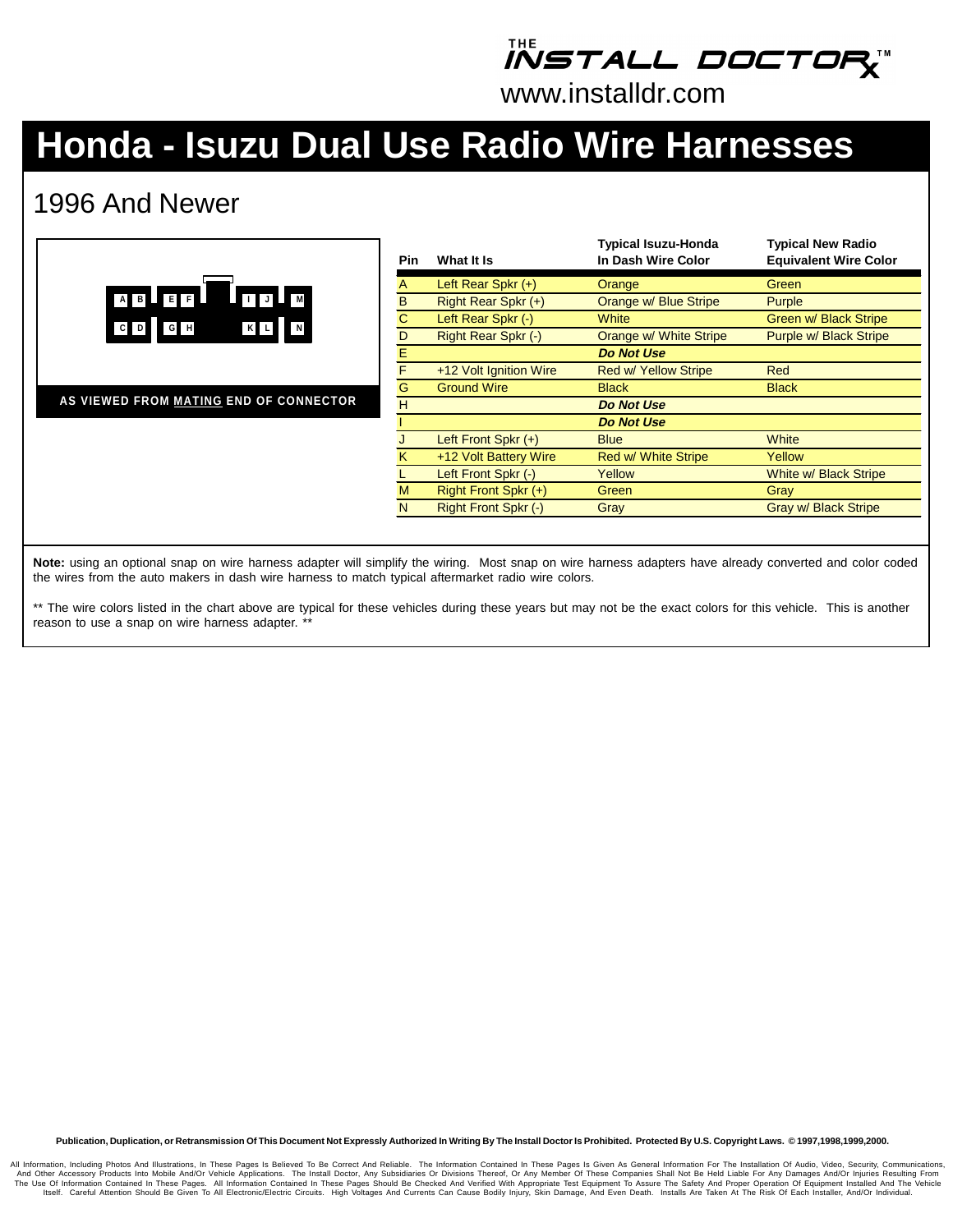THE INSTALL DOCTOR™
www.installdr.com

# Honda - Isuzu Dual Use Radio Wire Harnesses

## 1996 And Newer

A B E F I J M
C D G H K L N

AS VIEWED FROM MATING END OF CONNECTOR

| Pin | What It Is | Typical Isuzu-Honda In Dash Wire Color | Typical New Radio Equivalent Wire Color |
|---|---|---|---|
| A | Left Rear Spkr (+) | Orange | Green |
| B | Right Rear Spkr (+) | Orange w/ Blue Stripe | Purple |
| C | Left Rear Spkr (-) | White | Green w/ Black Stripe |
| D | Right Rear Spkr (-) | Orange w/ White Stripe | Purple w/ Black Stripe |
| E | | ***Do Not Use*** | |
| F | +12 Volt Ignition Wire | Red w/ Yellow Stripe | Red |
| G | Ground Wire | Black | Black |
| H | | ***Do Not Use*** | |
| I | | ***Do Not Use*** | |
| J | Left Front Spkr (+) | Blue | White |
| K | +12 Volt Battery Wire | Red w/ White Stripe | Yellow |
| L | Left Front Spkr (-) | Yellow | White w/ Black Stripe |
| M | Right Front Spkr (+) | Green | Gray |
| N | Right Front Spkr (-) | Gray | Gray w/ Black Stripe |

**Note:** using an optional snap on wire harness adapter will simplify the wiring. Most snap on wire harness adapters have already converted and color coded the wires from the auto makers in dash wire harness to match typical aftermarket radio wire colors.

** The wire colors listed in the chart above are typical for these vehicles during these years but may not be the exact colors for this vehicle. This is another reason to use a snap on wire harness adapter. **

**Publication, Duplication, or Retransmission Of This Document Not Expressly Authorized In Writing By The Install Doctor Is Prohibited. Protected By U.S. Copyright Laws. © 1997,1998,1999,2000.**

All Information, Including Photos And Illustrations, In These Pages Is Believed To Be Correct And Reliable. The Information Contained In These Pages Is Given As General Information For The Installation Of Audio, Video, Security, Communications, And Other Accessory Products Into Mobile And/Or Vehicle Applications. The Install Doctor, Any Subsidiaries Or Divisions Thereof, Or Any Member Of These Companies Shall Not Be Held Liable For Any Damages And/Or Injuries Resulting From The Use Of Information Contained In These Pages. All Information Contained In These Pages Should Be Checked And Verified With Appropriate Test Equipment To Assure The Safety And Proper Operation Of Equipment Installed And The Vehicle Itself. Careful Attention Should Be Given To All Electronic/Electric Circuits. High Voltages And Currents Can Cause Bodily Injury, Skin Damage, And Even Death. Installs Are Taken At The Risk Of Each Installer, And/Or Individual.